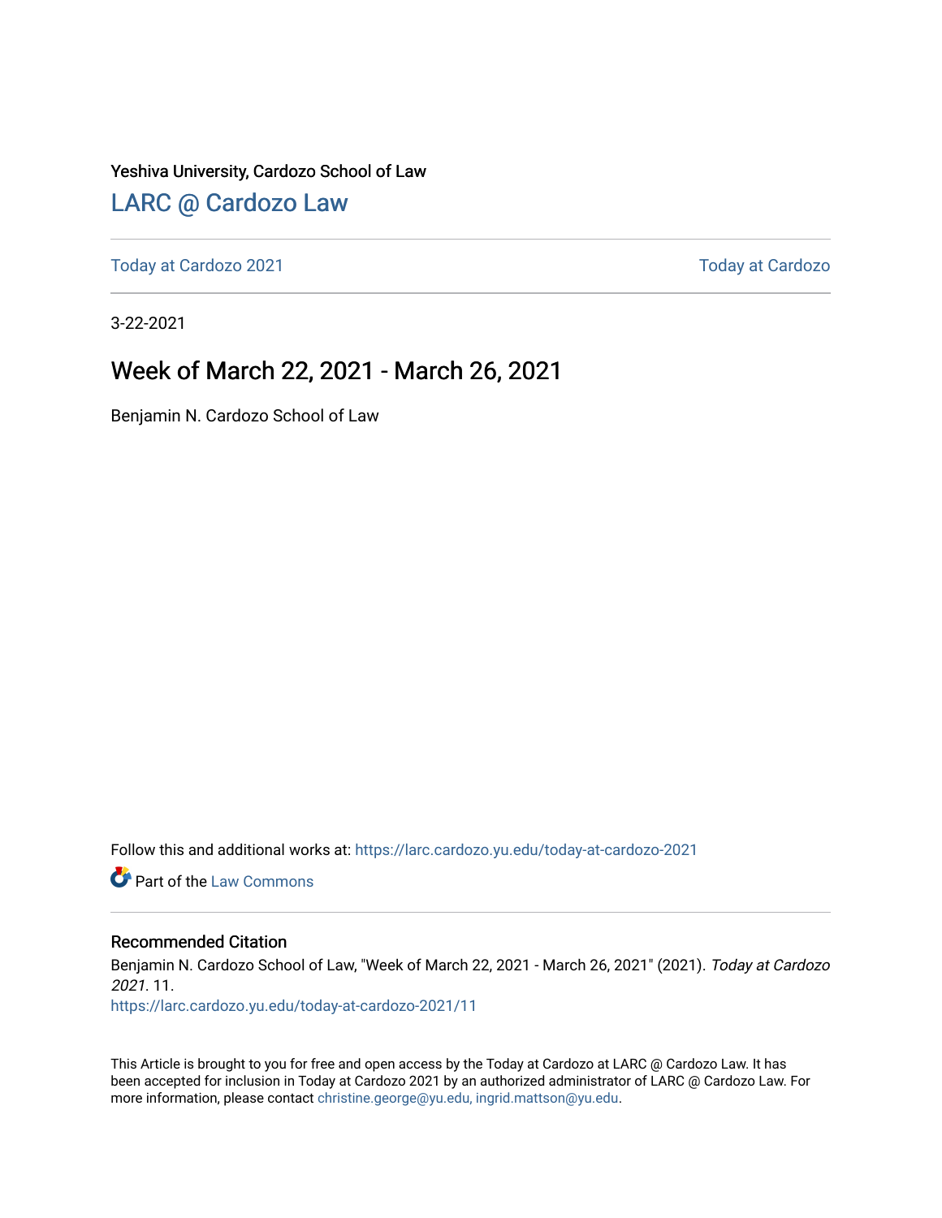Yeshiva University, Cardozo School of Law

LARC @ Cardozo Law

Today at Cardozo 2021 | Today at Cardozo

3-22-2021

# Week of March 22, 2021 - March 26, 2021

Benjamin N. Cardozo School of Law

Follow this and additional works at: https://larc.cardozo.yu.edu/today-at-cardozo-2021

Part of the Law Commons

## Recommended Citation

Benjamin N. Cardozo School of Law, "Week of March 22, 2021 - March 26, 2021" (2021). *Today at Cardozo 2021*. 11.
https://larc.cardozo.yu.edu/today-at-cardozo-2021/11

This Article is brought to you for free and open access by the Today at Cardozo at LARC @ Cardozo Law. It has been accepted for inclusion in Today at Cardozo 2021 by an authorized administrator of LARC @ Cardozo Law. For more information, please contact christine.george@yu.edu, ingrid.mattson@yu.edu.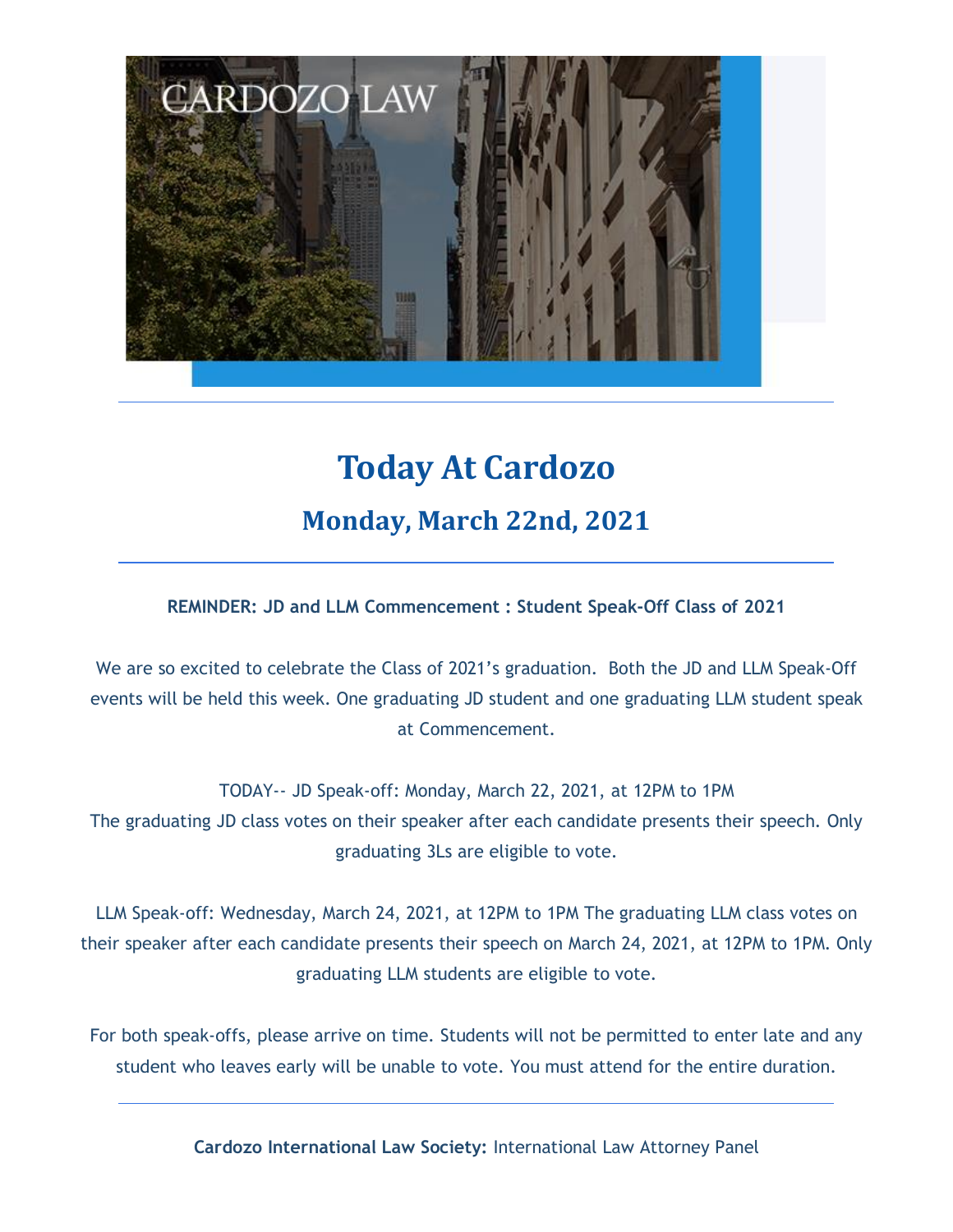# Today At Cardozo

## Monday, March 22nd, 2021

---

**REMINDER: JD and LLM Commencement : Student Speak-Off Class of 2021**

We are so excited to celebrate the Class of 2021's graduation. Both the JD and LLM Speak-Off events will be held this week. One graduating JD student and one graduating LLM student speak at Commencement.

TODAY-- JD Speak-off: Monday, March 22, 2021, at 12PM to 1PM
The graduating JD class votes on their speaker after each candidate presents their speech. Only graduating 3Ls are eligible to vote.

LLM Speak-off: Wednesday, March 24, 2021, at 12PM to 1PM The graduating LLM class votes on their speaker after each candidate presents their speech on March 24, 2021, at 12PM to 1PM. Only graduating LLM students are eligible to vote.

For both speak-offs, please arrive on time. Students will not be permitted to enter late and any student who leaves early will be unable to vote. You must attend for the entire duration.

---

**Cardozo International Law Society:** International Law Attorney Panel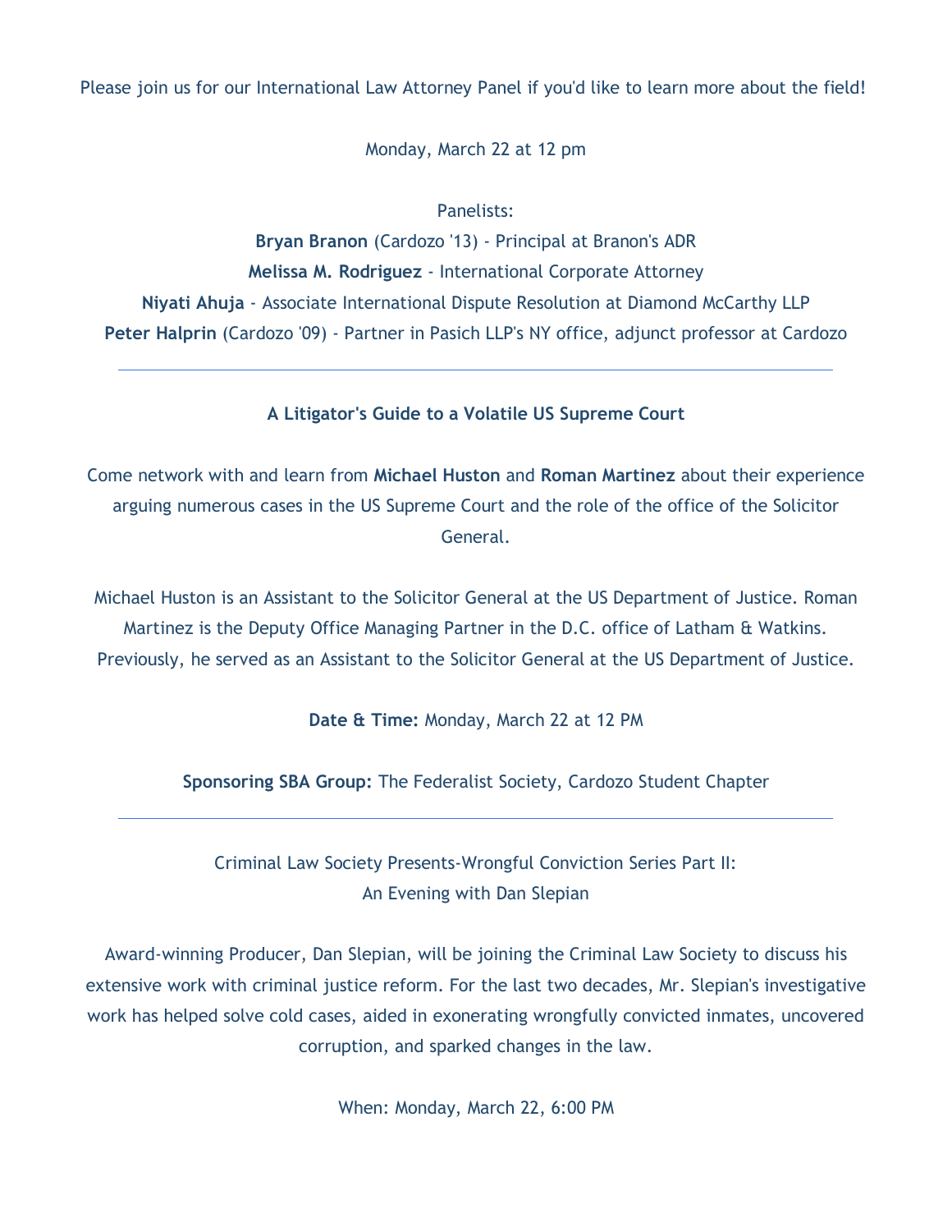Please join us for our International Law Attorney Panel if you'd like to learn more about the field!

Monday, March 22 at 12 pm

Panelists:

**Bryan Branon** (Cardozo '13) - Principal at Branon's ADR

**Melissa M. Rodriguez** - International Corporate Attorney

**Niyati Ahuja** - Associate International Dispute Resolution at Diamond McCarthy LLP

**Peter Halprin** (Cardozo '09) - Partner in Pasich LLP's NY office, adjunct professor at Cardozo

---

**A Litigator's Guide to a Volatile US Supreme Court**

Come network with and learn from **Michael Huston** and **Roman Martinez** about their experience arguing numerous cases in the US Supreme Court and the role of the office of the Solicitor General.

Michael Huston is an Assistant to the Solicitor General at the US Department of Justice. Roman Martinez is the Deputy Office Managing Partner in the D.C. office of Latham & Watkins. Previously, he served as an Assistant to the Solicitor General at the US Department of Justice.

**Date & Time:** Monday, March 22 at 12 PM

**Sponsoring SBA Group:** The Federalist Society, Cardozo Student Chapter

---

Criminal Law Society Presents-Wrongful Conviction Series Part II:
An Evening with Dan Slepian

Award-winning Producer, Dan Slepian, will be joining the Criminal Law Society to discuss his extensive work with criminal justice reform. For the last two decades, Mr. Slepian's investigative work has helped solve cold cases, aided in exonerating wrongfully convicted inmates, uncovered corruption, and sparked changes in the law.

When: Monday, March 22, 6:00 PM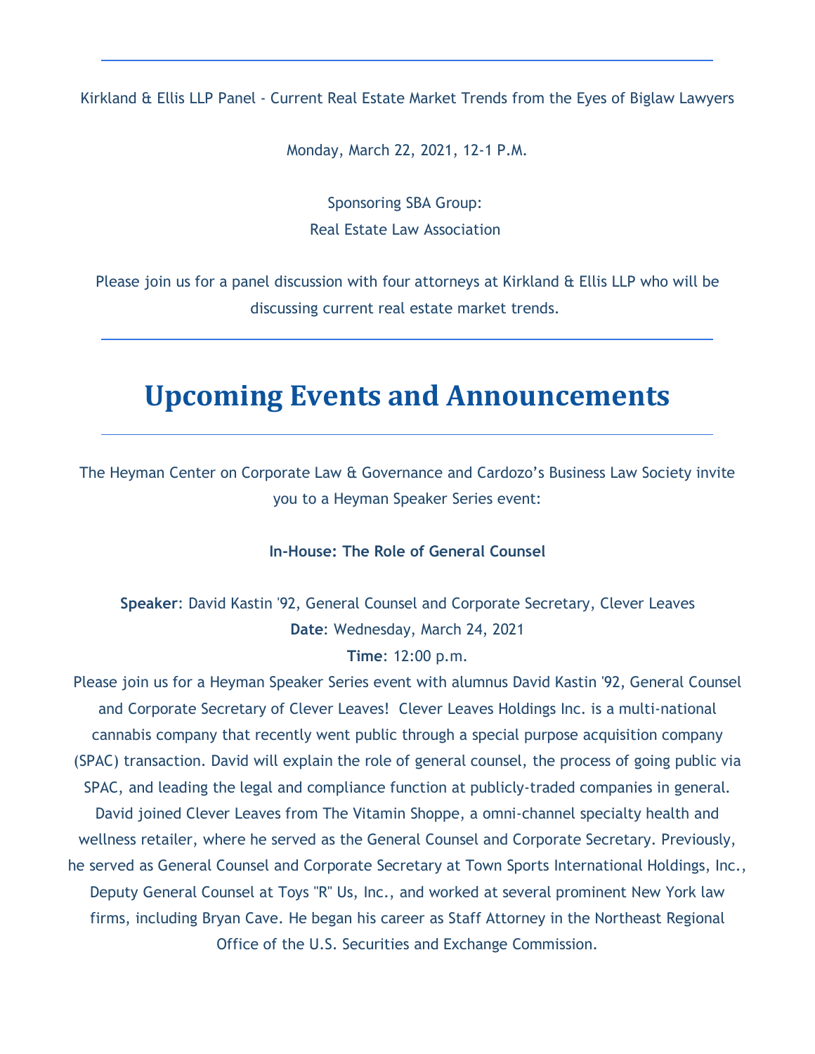---

Kirkland & Ellis LLP Panel - Current Real Estate Market Trends from the Eyes of Biglaw Lawyers

Monday, March 22, 2021, 12-1 P.M.

Sponsoring SBA Group:
Real Estate Law Association

Please join us for a panel discussion with four attorneys at Kirkland & Ellis LLP who will be discussing current real estate market trends.

---

# Upcoming Events and Announcements

---

The Heyman Center on Corporate Law & Governance and Cardozo's Business Law Society invite you to a Heyman Speaker Series event:

**In-House: The Role of General Counsel**

**Speaker**: David Kastin '92, General Counsel and Corporate Secretary, Clever Leaves
**Date**: Wednesday, March 24, 2021
**Time**: 12:00 p.m.

Please join us for a Heyman Speaker Series event with alumnus David Kastin '92, General Counsel and Corporate Secretary of Clever Leaves! Clever Leaves Holdings Inc. is a multi-national cannabis company that recently went public through a special purpose acquisition company (SPAC) transaction. David will explain the role of general counsel, the process of going public via SPAC, and leading the legal and compliance function at publicly-traded companies in general. David joined Clever Leaves from The Vitamin Shoppe, a omni-channel specialty health and wellness retailer, where he served as the General Counsel and Corporate Secretary. Previously, he served as General Counsel and Corporate Secretary at Town Sports International Holdings, Inc., Deputy General Counsel at Toys "R" Us, Inc., and worked at several prominent New York law firms, including Bryan Cave. He began his career as Staff Attorney in the Northeast Regional Office of the U.S. Securities and Exchange Commission.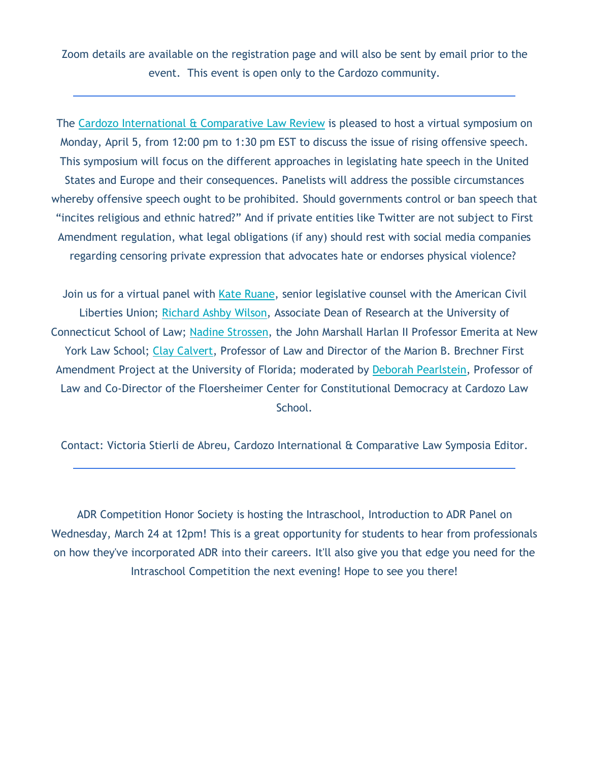Zoom details are available on the registration page and will also be sent by email prior to the event. This event is open only to the Cardozo community.

---

The Cardozo International & Comparative Law Review is pleased to host a virtual symposium on Monday, April 5, from 12:00 pm to 1:30 pm EST to discuss the issue of rising offensive speech. This symposium will focus on the different approaches in legislating hate speech in the United States and Europe and their consequences. Panelists will address the possible circumstances whereby offensive speech ought to be prohibited. Should governments control or ban speech that "incites religious and ethnic hatred?" And if private entities like Twitter are not subject to First Amendment regulation, what legal obligations (if any) should rest with social media companies regarding censoring private expression that advocates hate or endorses physical violence?

Join us for a virtual panel with Kate Ruane, senior legislative counsel with the American Civil Liberties Union; Richard Ashby Wilson, Associate Dean of Research at the University of Connecticut School of Law; Nadine Strossen, the John Marshall Harlan II Professor Emerita at New York Law School; Clay Calvert, Professor of Law and Director of the Marion B. Brechner First Amendment Project at the University of Florida; moderated by Deborah Pearlstein, Professor of Law and Co-Director of the Floersheimer Center for Constitutional Democracy at Cardozo Law School.

Contact: Victoria Stierli de Abreu, Cardozo International & Comparative Law Symposia Editor.

---

ADR Competition Honor Society is hosting the Intraschool, Introduction to ADR Panel on Wednesday, March 24 at 12pm! This is a great opportunity for students to hear from professionals on how they've incorporated ADR into their careers. It'll also give you that edge you need for the Intraschool Competition the next evening! Hope to see you there!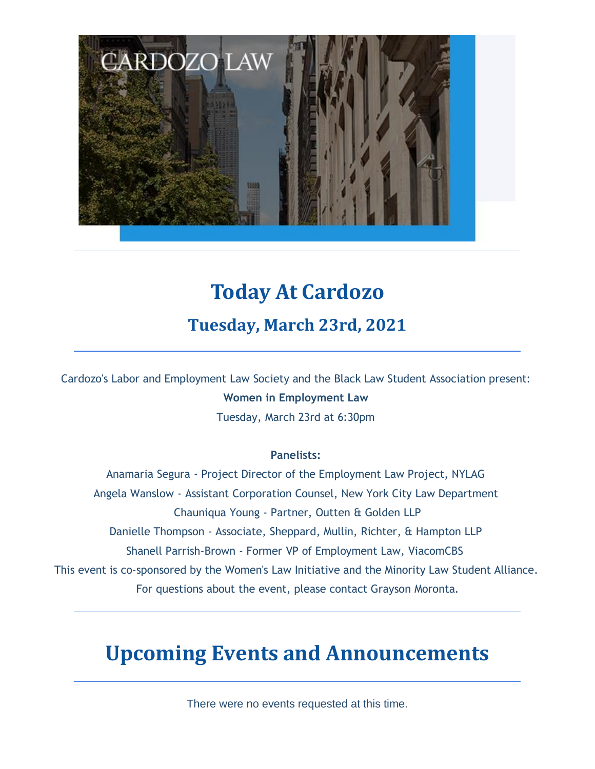# Today At Cardozo

## Tuesday, March 23rd, 2021

Cardozo's Labor and Employment Law Society and the Black Law Student Association present:

**Women in Employment Law**

Tuesday, March 23rd at 6:30pm

**Panelists:**

Anamaria Segura - Project Director of the Employment Law Project, NYLAG

Angela Wanslow - Assistant Corporation Counsel, New York City Law Department

Chauniqua Young - Partner, Outten & Golden LLP

Danielle Thompson - Associate, Sheppard, Mullin, Richter, & Hampton LLP

Shanell Parrish-Brown - Former VP of Employment Law, ViacomCBS

This event is co-sponsored by the Women's Law Initiative and the Minority Law Student Alliance.

For questions about the event, please contact Grayson Moronta.

# Upcoming Events and Announcements

There were no events requested at this time.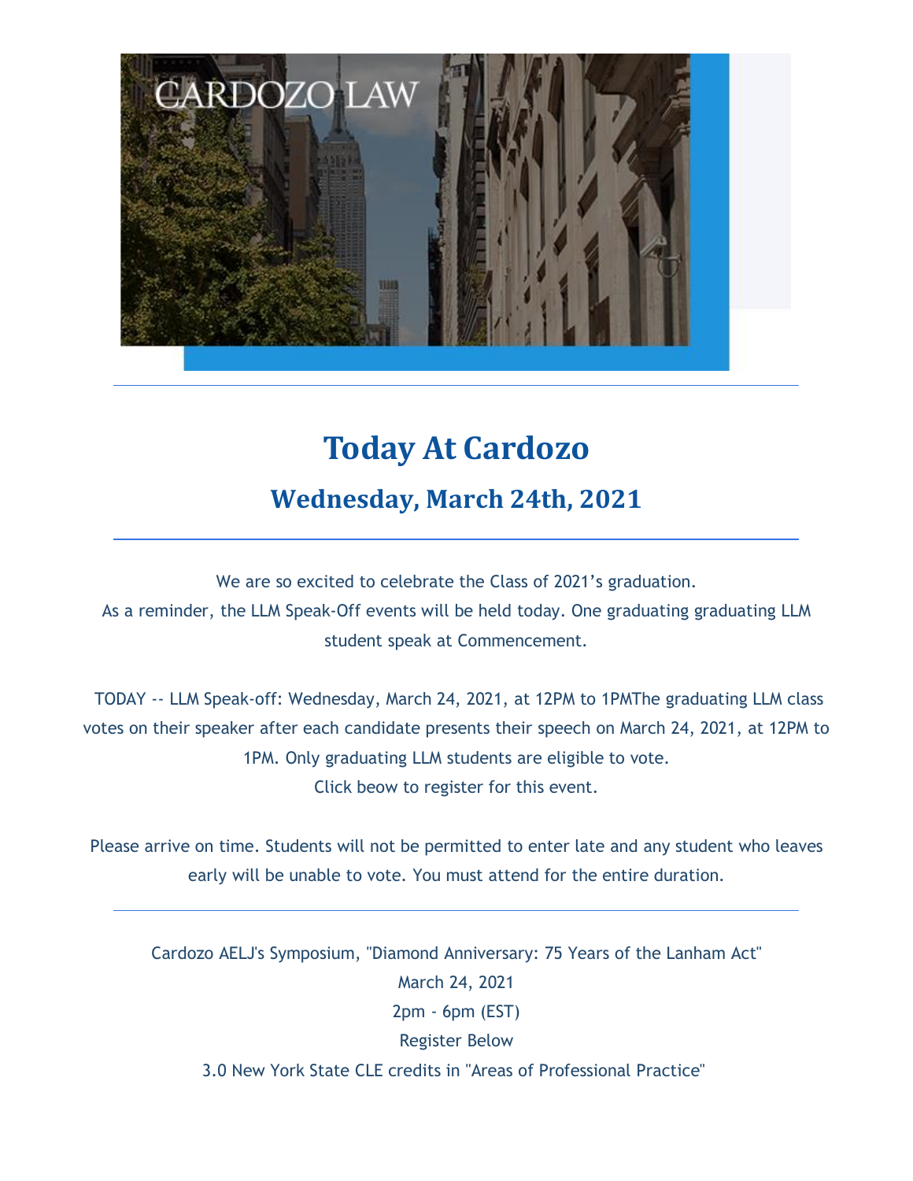# Today At Cardozo

## Wednesday, March 24th, 2021

---

We are so excited to celebrate the Class of 2021's graduation.
As a reminder, the LLM Speak-Off events will be held today. One graduating graduating LLM student speak at Commencement.

TODAY -- LLM Speak-off: Wednesday, March 24, 2021, at 12PM to 1PMThe graduating LLM class votes on their speaker after each candidate presents their speech on March 24, 2021, at 12PM to 1PM. Only graduating LLM students are eligible to vote.
Click beow to register for this event.

Please arrive on time. Students will not be permitted to enter late and any student who leaves early will be unable to vote. You must attend for the entire duration.

---

Cardozo AELJ's Symposium, "Diamond Anniversary: 75 Years of the Lanham Act"
March 24, 2021
2pm - 6pm (EST)
Register Below
3.0 New York State CLE credits in "Areas of Professional Practice"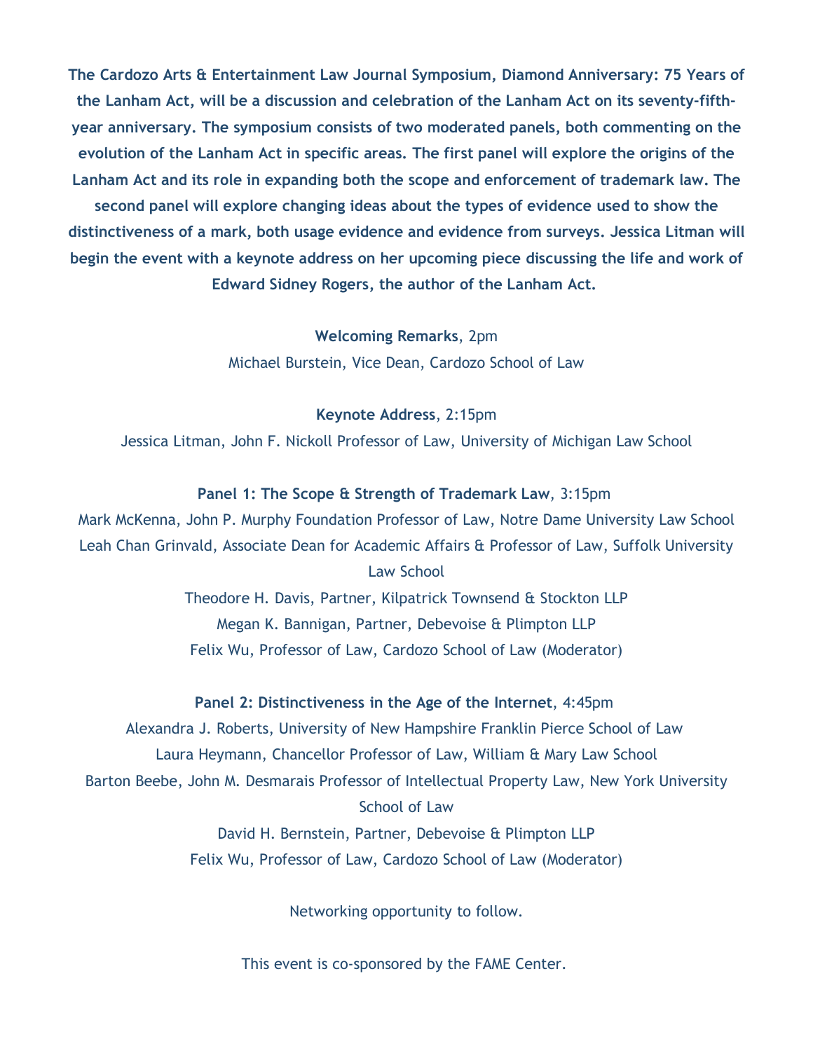**The Cardozo Arts & Entertainment Law Journal Symposium, Diamond Anniversary: 75 Years of the Lanham Act, will be a discussion and celebration of the Lanham Act on its seventy-fifth-year anniversary. The symposium consists of two moderated panels, both commenting on the evolution of the Lanham Act in specific areas. The first panel will explore the origins of the Lanham Act and its role in expanding both the scope and enforcement of trademark law. The second panel will explore changing ideas about the types of evidence used to show the distinctiveness of a mark, both usage evidence and evidence from surveys. Jessica Litman will begin the event with a keynote address on her upcoming piece discussing the life and work of Edward Sidney Rogers, the author of the Lanham Act.**

**Welcoming Remarks**, 2pm
Michael Burstein, Vice Dean, Cardozo School of Law

**Keynote Address**, 2:15pm
Jessica Litman, John F. Nickoll Professor of Law, University of Michigan Law School

**Panel 1: The Scope & Strength of Trademark Law**, 3:15pm
Mark McKenna, John P. Murphy Foundation Professor of Law, Notre Dame University Law School
Leah Chan Grinvald, Associate Dean for Academic Affairs & Professor of Law, Suffolk University Law School
Theodore H. Davis, Partner, Kilpatrick Townsend & Stockton LLP
Megan K. Bannigan, Partner, Debevoise & Plimpton LLP
Felix Wu, Professor of Law, Cardozo School of Law (Moderator)

**Panel 2: Distinctiveness in the Age of the Internet**, 4:45pm
Alexandra J. Roberts, University of New Hampshire Franklin Pierce School of Law
Laura Heymann, Chancellor Professor of Law, William & Mary Law School
Barton Beebe, John M. Desmarais Professor of Intellectual Property Law, New York University School of Law
David H. Bernstein, Partner, Debevoise & Plimpton LLP
Felix Wu, Professor of Law, Cardozo School of Law (Moderator)

Networking opportunity to follow.

This event is co-sponsored by the FAME Center.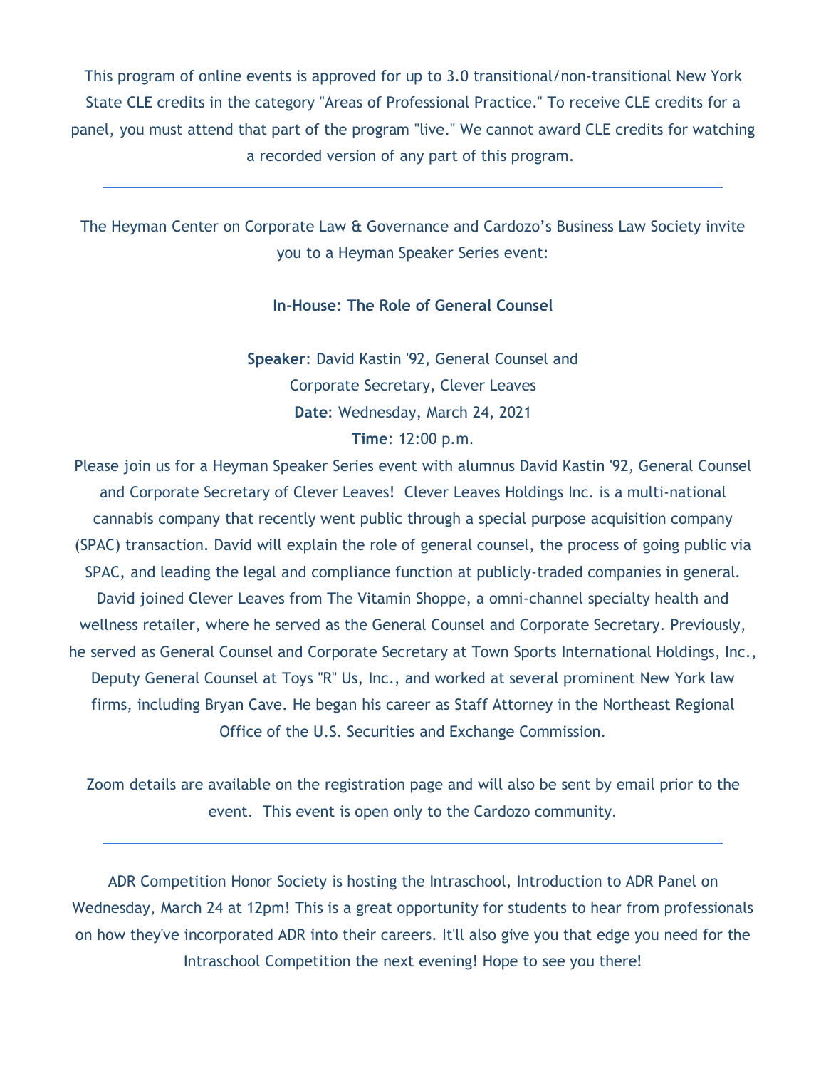This program of online events is approved for up to 3.0 transitional/non-transitional New York State CLE credits in the category "Areas of Professional Practice." To receive CLE credits for a panel, you must attend that part of the program "live." We cannot award CLE credits for watching a recorded version of any part of this program.

---

The Heyman Center on Corporate Law & Governance and Cardozo's Business Law Society invite you to a Heyman Speaker Series event:

**In-House: The Role of General Counsel**

**Speaker**: David Kastin '92, General Counsel and Corporate Secretary, Clever Leaves
**Date**: Wednesday, March 24, 2021
**Time**: 12:00 p.m.

Please join us for a Heyman Speaker Series event with alumnus David Kastin '92, General Counsel and Corporate Secretary of Clever Leaves! Clever Leaves Holdings Inc. is a multi-national cannabis company that recently went public through a special purpose acquisition company (SPAC) transaction. David will explain the role of general counsel, the process of going public via SPAC, and leading the legal and compliance function at publicly-traded companies in general. David joined Clever Leaves from The Vitamin Shoppe, a omni-channel specialty health and wellness retailer, where he served as the General Counsel and Corporate Secretary. Previously, he served as General Counsel and Corporate Secretary at Town Sports International Holdings, Inc., Deputy General Counsel at Toys "R" Us, Inc., and worked at several prominent New York law firms, including Bryan Cave. He began his career as Staff Attorney in the Northeast Regional Office of the U.S. Securities and Exchange Commission.

Zoom details are available on the registration page and will also be sent by email prior to the event. This event is open only to the Cardozo community.

---

ADR Competition Honor Society is hosting the Intraschool, Introduction to ADR Panel on Wednesday, March 24 at 12pm! This is a great opportunity for students to hear from professionals on how they've incorporated ADR into their careers. It'll also give you that edge you need for the Intraschool Competition the next evening! Hope to see you there!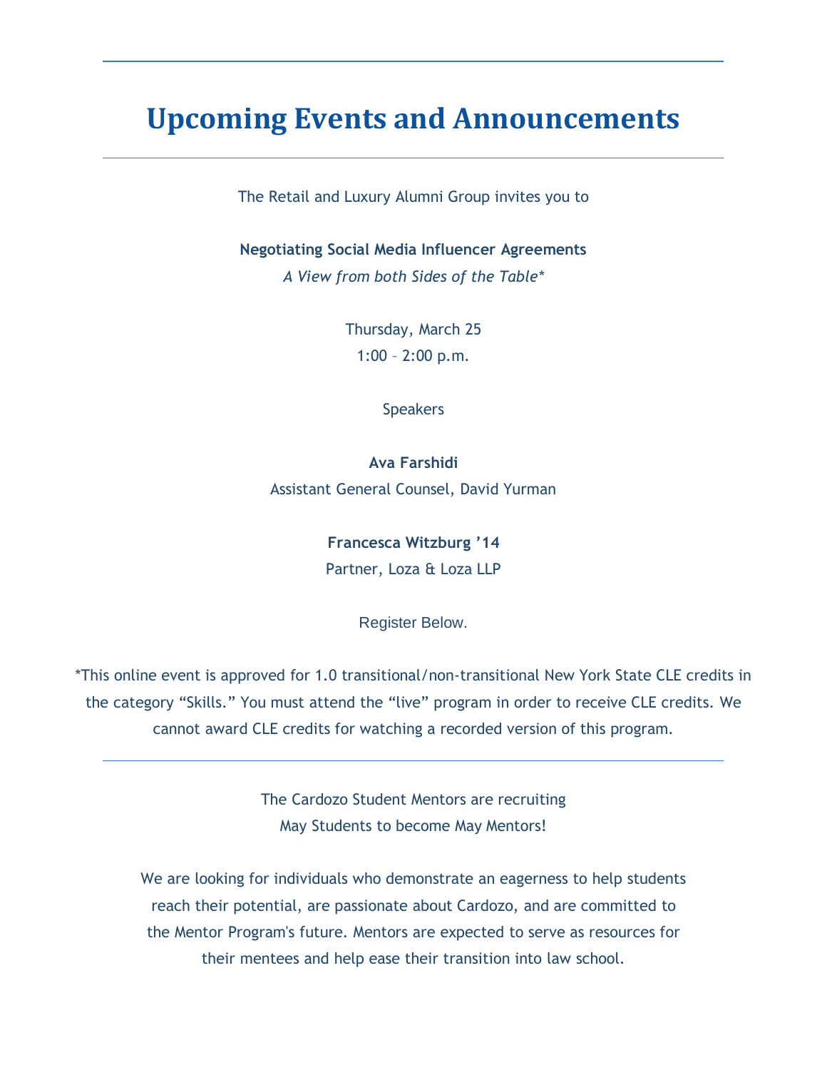# Upcoming Events and Announcements

The Retail and Luxury Alumni Group invites you to

**Negotiating Social Media Influencer Agreements**

*A View from both Sides of the Table**

Thursday, March 25

1:00 – 2:00 p.m.

Speakers

**Ava Farshidi**

Assistant General Counsel, David Yurman

**Francesca Witzburg '14**

Partner, Loza & Loza LLP

Register Below.

*This online event is approved for 1.0 transitional/non-transitional New York State CLE credits in the category "Skills." You must attend the "live" program in order to receive CLE credits. We cannot award CLE credits for watching a recorded version of this program.

---

The Cardozo Student Mentors are recruiting May Students to become May Mentors!

We are looking for individuals who demonstrate an eagerness to help students reach their potential, are passionate about Cardozo, and are committed to the Mentor Program's future. Mentors are expected to serve as resources for their mentees and help ease their transition into law school.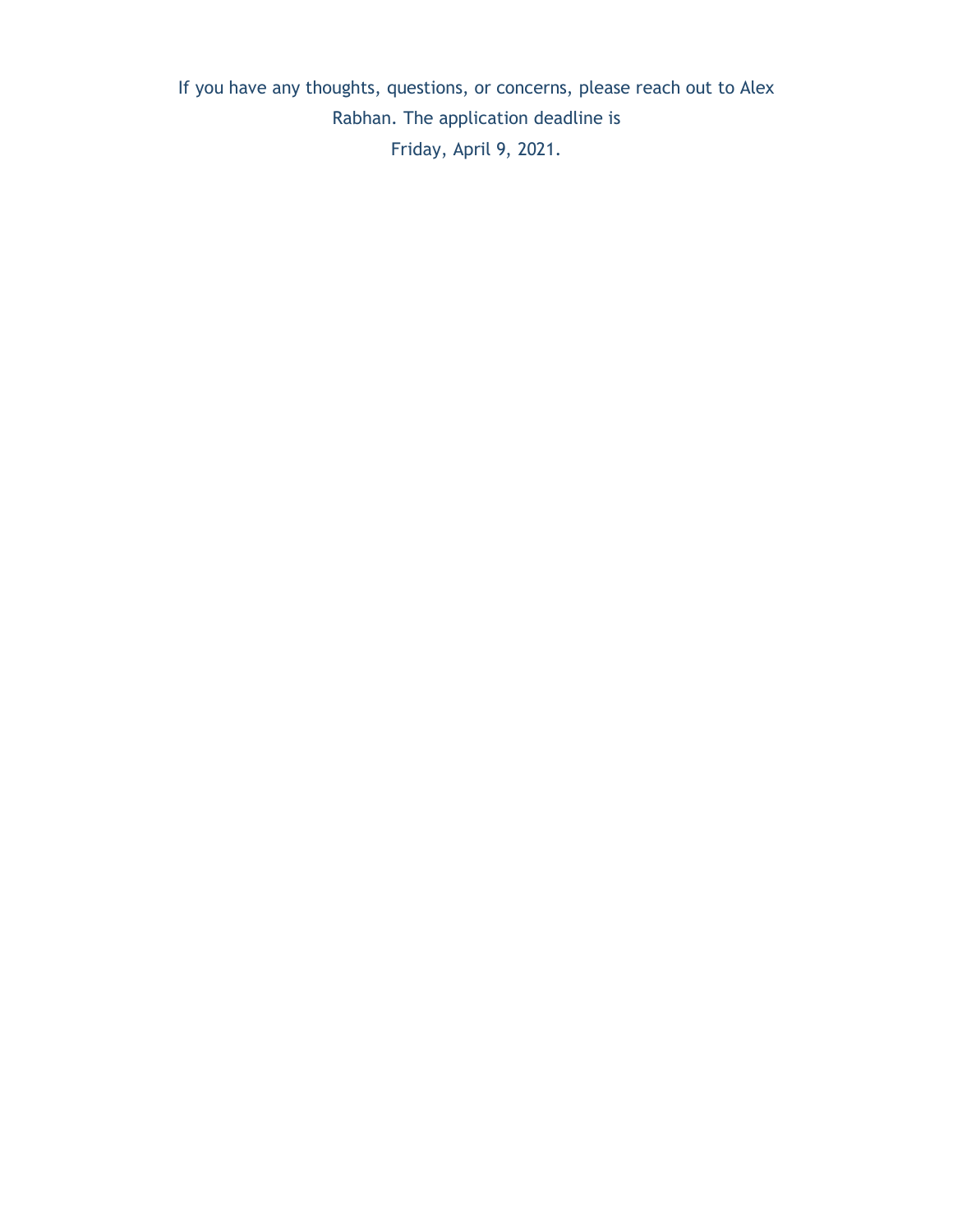If you have any thoughts, questions, or concerns, please reach out to Alex Rabhan. The application deadline is Friday, April 9, 2021.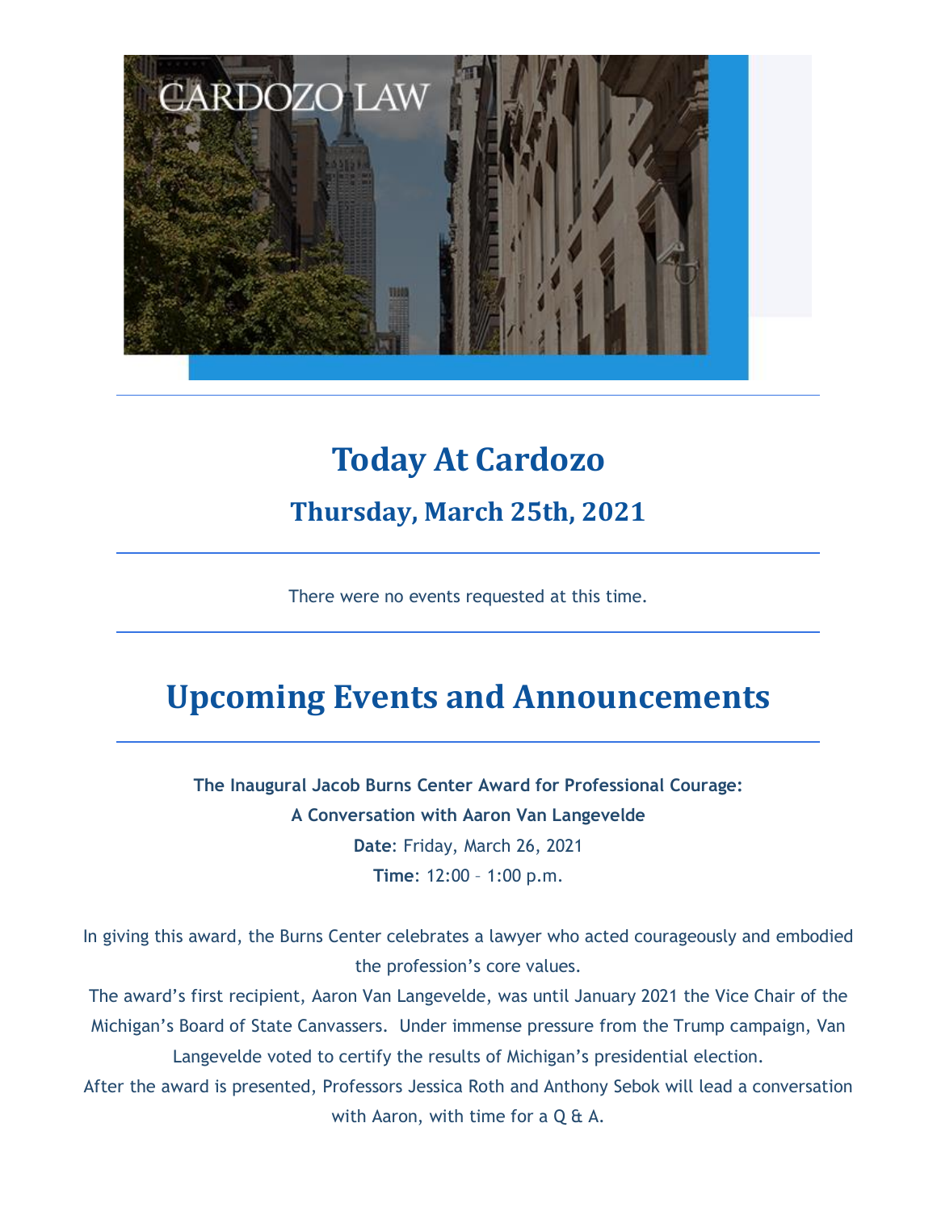# Today At Cardozo

## Thursday, March 25th, 2021

There were no events requested at this time.

# Upcoming Events and Announcements

**The Inaugural Jacob Burns Center Award for Professional Courage:**
**A Conversation with Aaron Van Langevelde**

**Date**: Friday, March 26, 2021

**Time**: 12:00 – 1:00 p.m.

In giving this award, the Burns Center celebrates a lawyer who acted courageously and embodied the profession's core values.

The award's first recipient, Aaron Van Langevelde, was until January 2021 the Vice Chair of the Michigan's Board of State Canvassers. Under immense pressure from the Trump campaign, Van Langevelde voted to certify the results of Michigan's presidential election.

After the award is presented, Professors Jessica Roth and Anthony Sebok will lead a conversation with Aaron, with time for a Q & A.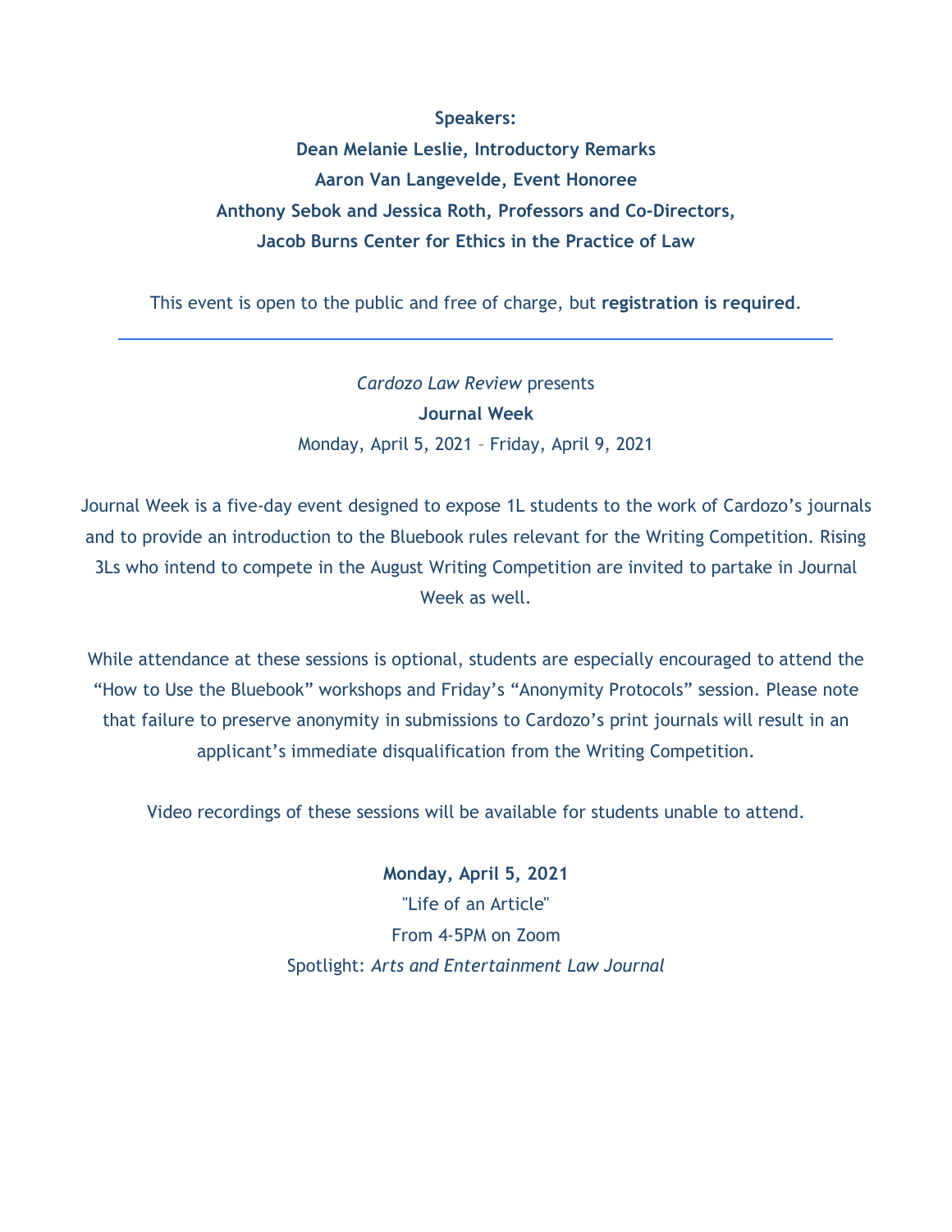**Speakers:**

**Dean Melanie Leslie, Introductory Remarks**

**Aaron Van Langevelde, Event Honoree**

**Anthony Sebok and Jessica Roth, Professors and Co-Directors,**

**Jacob Burns Center for Ethics in the Practice of Law**

This event is open to the public and free of charge, but **registration is required**.

---

*Cardozo Law Review* presents

**Journal Week**

Monday, April 5, 2021 – Friday, April 9, 2021

Journal Week is a five-day event designed to expose 1L students to the work of Cardozo's journals and to provide an introduction to the Bluebook rules relevant for the Writing Competition. Rising 3Ls who intend to compete in the August Writing Competition are invited to partake in Journal Week as well.

While attendance at these sessions is optional, students are especially encouraged to attend the "How to Use the Bluebook" workshops and Friday's "Anonymity Protocols" session. Please note that failure to preserve anonymity in submissions to Cardozo's print journals will result in an applicant's immediate disqualification from the Writing Competition.

Video recordings of these sessions will be available for students unable to attend.

**Monday, April 5, 2021**

"Life of an Article"

From 4-5PM on Zoom

Spotlight: *Arts and Entertainment Law Journal*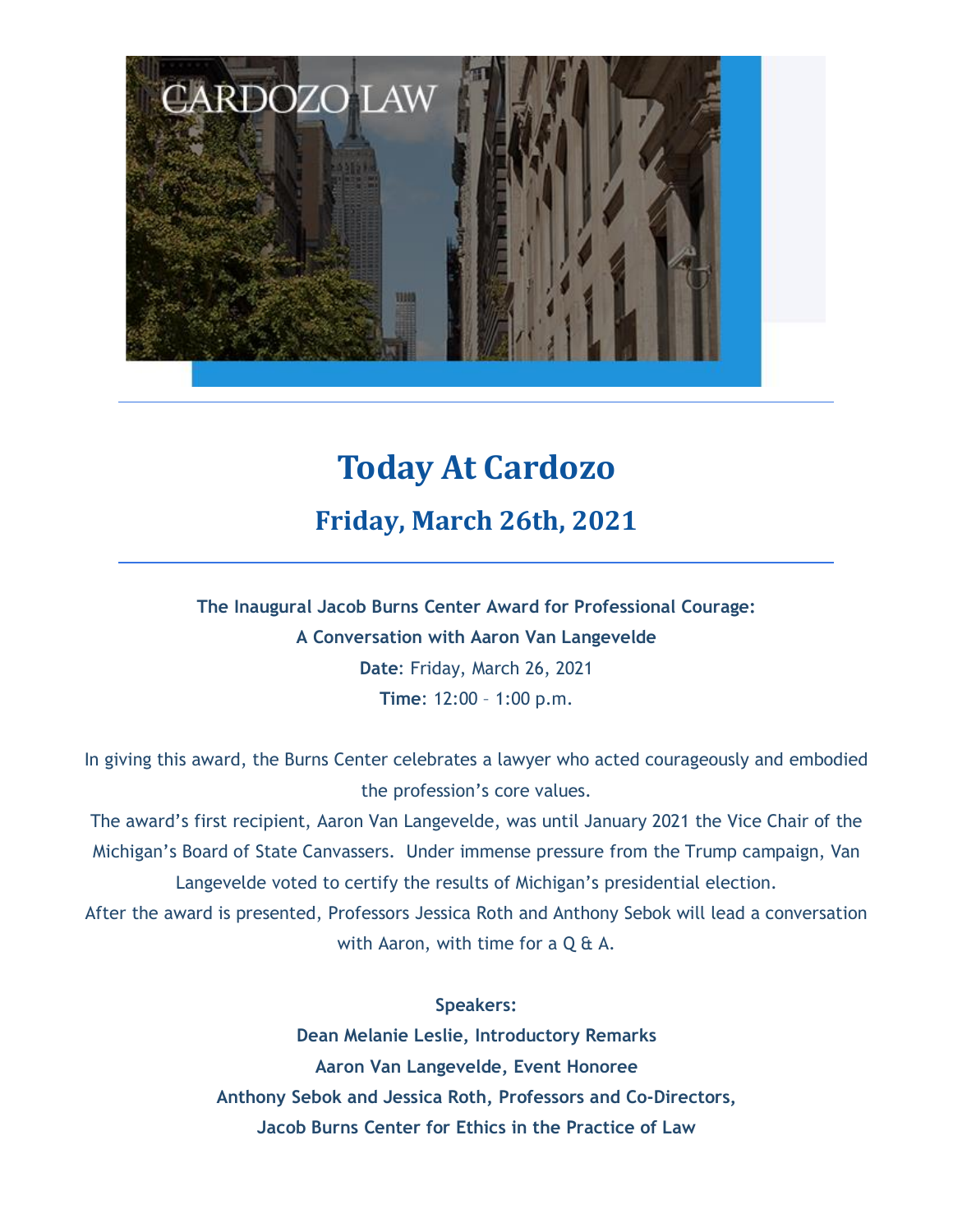# Today At Cardozo

## Friday, March 26th, 2021

**The Inaugural Jacob Burns Center Award for Professional Courage:**
**A Conversation with Aaron Van Langevelde**
**Date**: Friday, March 26, 2021
**Time**: 12:00 – 1:00 p.m.

In giving this award, the Burns Center celebrates a lawyer who acted courageously and embodied the profession's core values.
The award's first recipient, Aaron Van Langevelde, was until January 2021 the Vice Chair of the Michigan's Board of State Canvassers. Under immense pressure from the Trump campaign, Van Langevelde voted to certify the results of Michigan's presidential election.
After the award is presented, Professors Jessica Roth and Anthony Sebok will lead a conversation with Aaron, with time for a Q & A.

**Speakers:**
**Dean Melanie Leslie, Introductory Remarks**
**Aaron Van Langevelde, Event Honoree**
**Anthony Sebok and Jessica Roth, Professors and Co-Directors,**
**Jacob Burns Center for Ethics in the Practice of Law**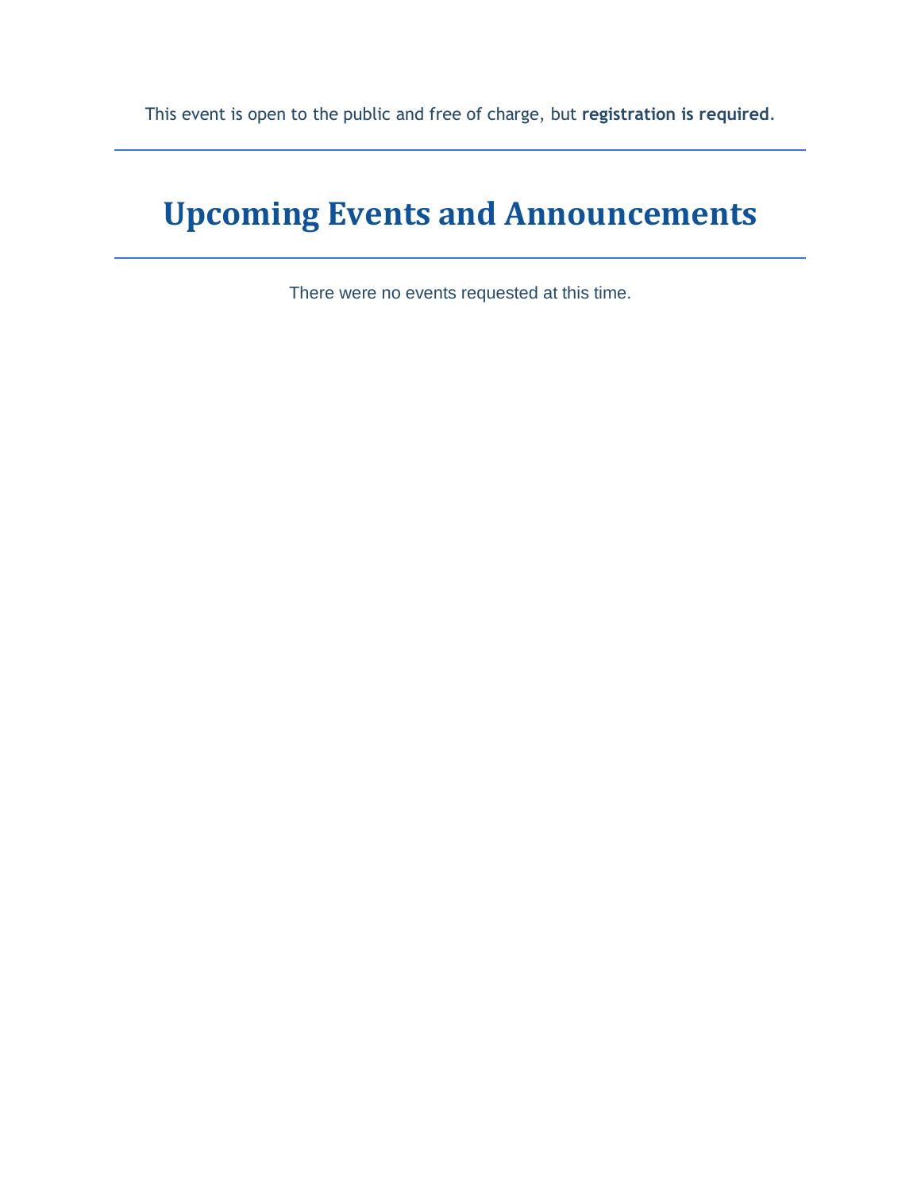This event is open to the public and free of charge, but **registration is required**.

---

# Upcoming Events and Announcements

---

There were no events requested at this time.